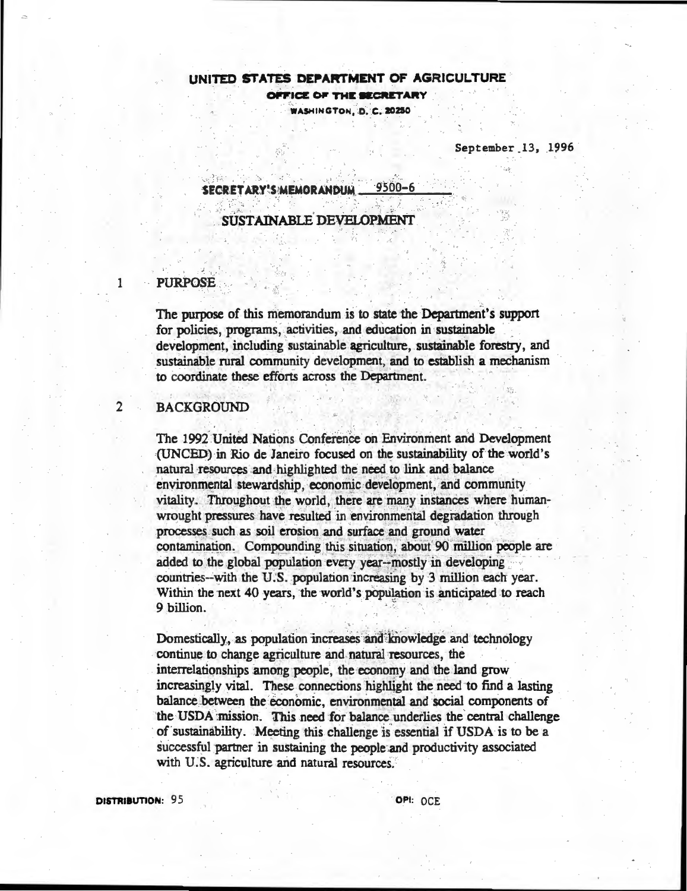**UNITED STATES DEPARTMENT OF AGRICULTURE**

**OFFICE OF THE SECRETARY**

**WASHINGTON, D. C. 20250**

September 13, 1996

**SECRETARY'S MEMORANDUM 9500-6**

# SUSTAINABLE DEVELOPMENT

## 1 PURPOSE

The purpose of this memorandum is to state the Department's support for policies, programs, activities, and education in sustainable development, including sustainable agriculture, sustainable forestry, and sustainable rural community development, and to establish a mechanism to coordinate these efforts across the Department.

## 2 BACKGROUND

The 1992 United Nations Conference on Environment and Development (UNCED) in Rio de Janeiro focused on the sustainability of the world's natural resources and highlighted the need to link and balance environmental stewardship, economic development, and community vitality. Throughout the world, there are many instances where human-wrought pressures have resulted in environmental degradation through processes such as soil erosion and surface and ground water contamination. Compounding this situation, about 90 million people are added to the global population every year--mostly in developing countries--with the U.S. population increasing by 3 million each year. Within the next 40 years, the world's population is anticipated to reach 9 billion.

Domestically, as population increases and knowledge and technology continue to change agriculture and natural resources, the interrelationships among people, the economy and the land grow increasingly vital. These connections highlight the need to find a lasting balance between the economic, environmental and social components of the USDA mission. This need for balance underlies the central challenge of sustainability. Meeting this challenge is essential if USDA is to be a successful partner in sustaining the people and productivity associated with U.S. agriculture and natural resources.

**DISTRIBUTION:** 95 **OPI:** OCE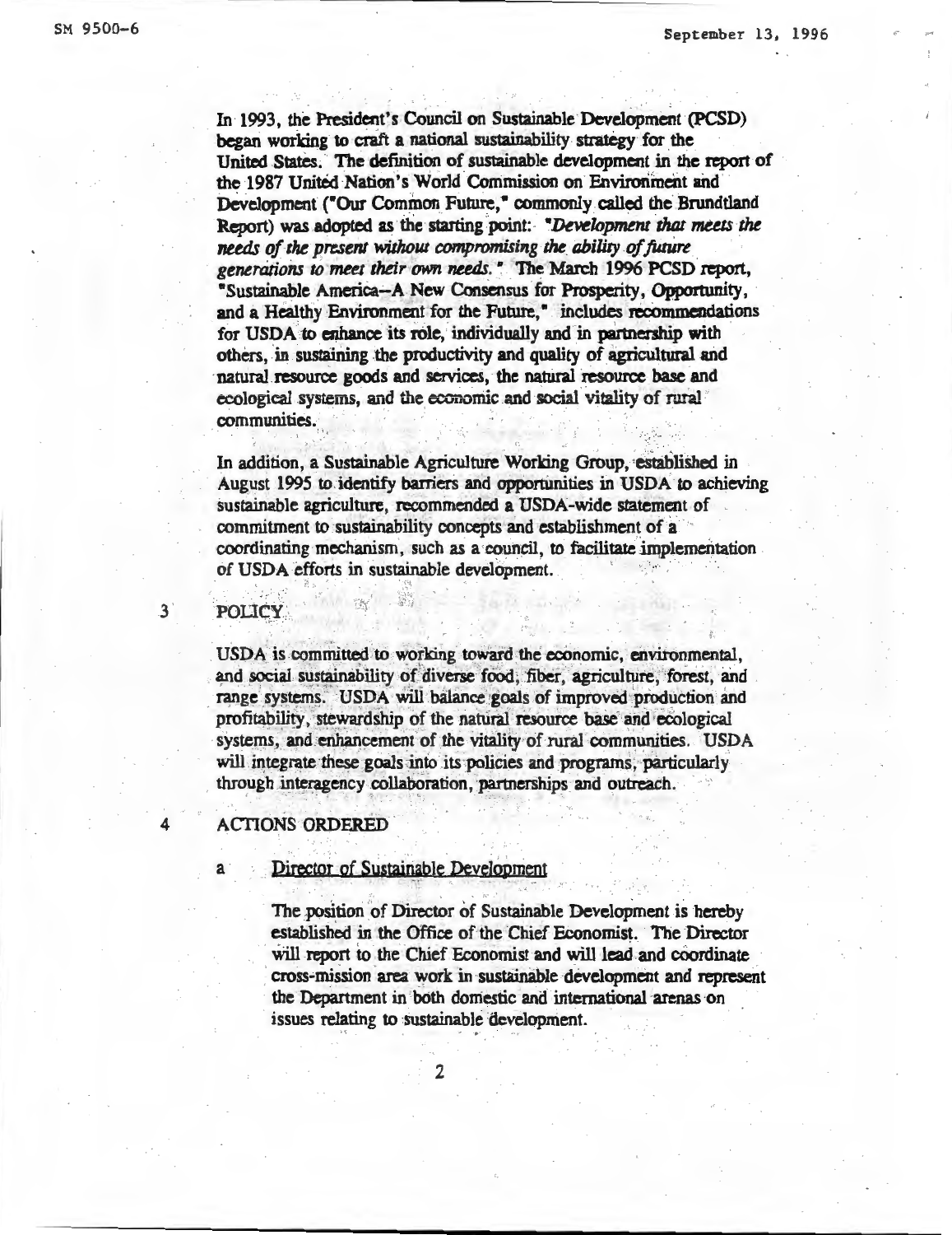In 1993, the President's Council on Sustainable Development (PCSD) began working to craft a national sustainability strategy for the United States. The definition of sustainable development in the report of the 1987 United Nation's World Commission on Environment and Development ("Our Common Future," commonly called the Brundtland Report) was adopted as the starting point: *"Development that meets the needs of the present without compromising the ability of future generations to meet their own needs."* The March 1996 PCSD report, "Sustainable America--A New Consensus for Prosperity, Opportunity, and a Healthy Environment for the Future," includes recommendations for USDA to enhance its role, individually and in partnership with others, in sustaining the productivity and quality of agricultural and natural resource goods and services, the natural resource base and ecological systems, and the economic and social vitality of rural communities.

In addition, a Sustainable Agriculture Working Group, established in August 1995 to identify barriers and opportunities in USDA to achieving sustainable agriculture, recommended a USDA-wide statement of commitment to sustainability concepts and establishment of a coordinating mechanism, such as a council, to facilitate implementation of USDA efforts in sustainable development.

## 3 POLICY

USDA is committed to working toward the economic, environmental, and social sustainability of diverse food, fiber, agriculture, forest, and range systems. USDA will balance goals of improved production and profitability, stewardship of the natural resource base and ecological systems, and enhancement of the vitality of rural communities. USDA will integrate these goals into its policies and programs, particularly through interagency collaboration, partnerships and outreach.

## 4 ACTIONS ORDERED

### a Director of Sustainable Development

The position of Director of Sustainable Development is hereby established in the Office of the Chief Economist. The Director will report to the Chief Economist and will lead and coordinate cross-mission area work in sustainable development and represent the Department in both domestic and international arenas on issues relating to sustainable development.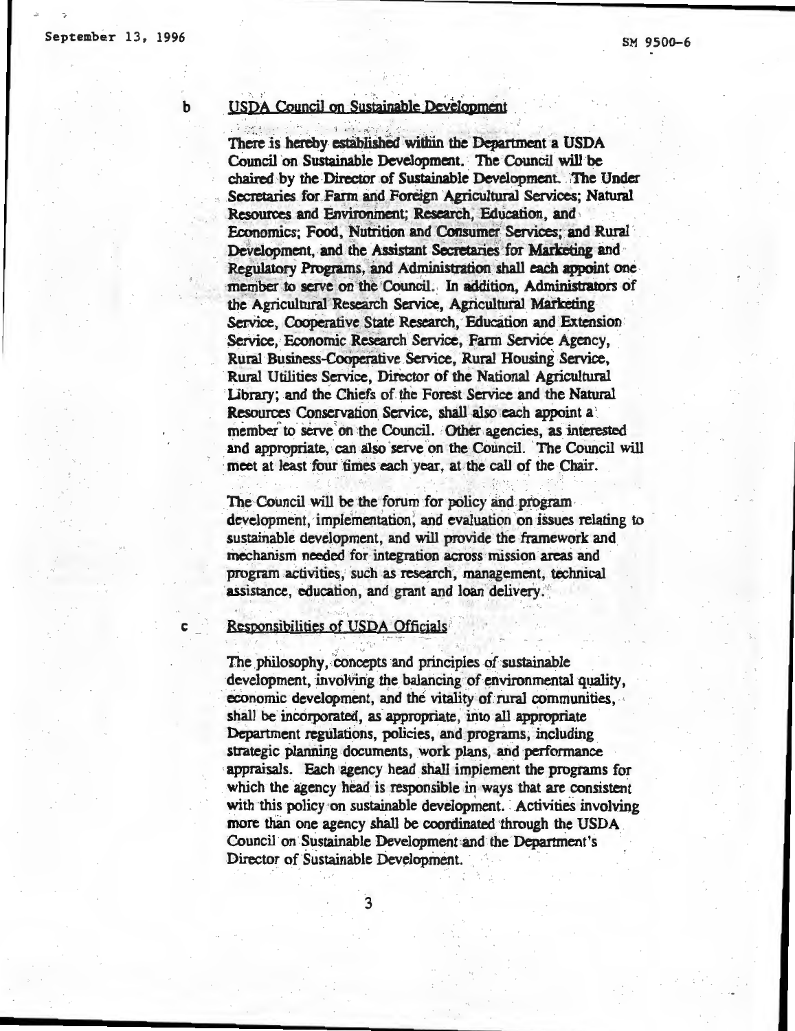b USDA Council on Sustainable Development

There is hereby established within the Department a USDA Council on Sustainable Development. The Council will be chaired by the Director of Sustainable Development. The Under Secretaries for Farm and Foreign Agricultural Services; Natural Resources and Environment; Research, Education, and Economics; Food, Nutrition and Consumer Services; and Rural Development, and the Assistant Secretaries for Marketing and Regulatory Programs, and Administration shall each appoint one member to serve on the Council. In addition, Administrators of the Agricultural Research Service, Agricultural Marketing Service, Cooperative State Research, Education and Extension Service, Economic Research Service, Farm Service Agency, Rural Business-Cooperative Service, Rural Housing Service, Rural Utilities Service, Director of the National Agricultural Library; and the Chiefs of the Forest Service and the Natural Resources Conservation Service, shall also each appoint a member to serve on the Council. Other agencies, as interested and appropriate, can also serve on the Council. The Council will meet at least four times each year, at the call of the Chair.

The Council will be the forum for policy and program development, implementation, and evaluation on issues relating to sustainable development, and will provide the framework and mechanism needed for integration across mission areas and program activities, such as research, management, technical assistance, education, and grant and loan delivery.

c Responsibilities of USDA Officials

The philosophy, concepts and principles of sustainable development, involving the balancing of environmental quality, economic development, and the vitality of rural communities, shall be incorporated, as appropriate, into all appropriate Department regulations, policies, and programs, including strategic planning documents, work plans, and performance appraisals. Each agency head shall implement the programs for which the agency head is responsible in ways that are consistent with this policy on sustainable development. Activities involving more than one agency shall be coordinated through the USDA Council on Sustainable Development and the Department's Director of Sustainable Development.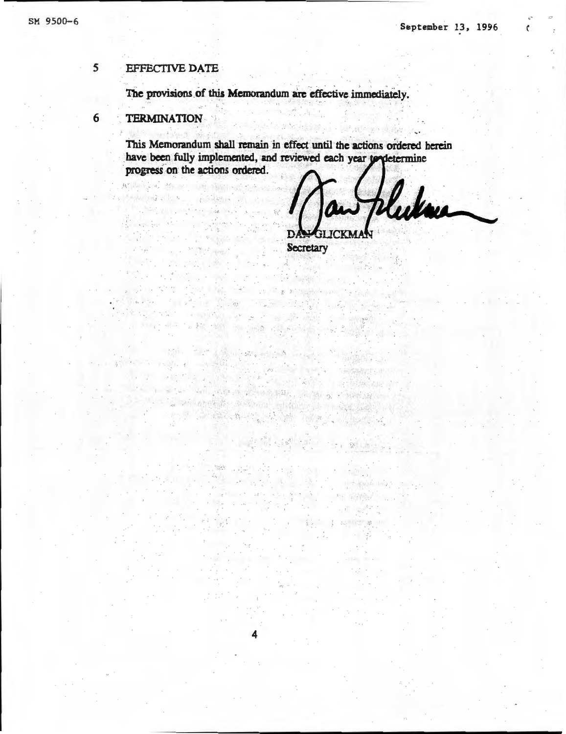## 5 EFFECTIVE DATE

The provisions of this Memorandum are effective immediately.

## 6 TERMINATION

This Memorandum shall remain in effect until the actions ordered herein have been fully implemented, and reviewed each year to determine progress on the actions ordered.

DAN GLICKMAN
Secretary